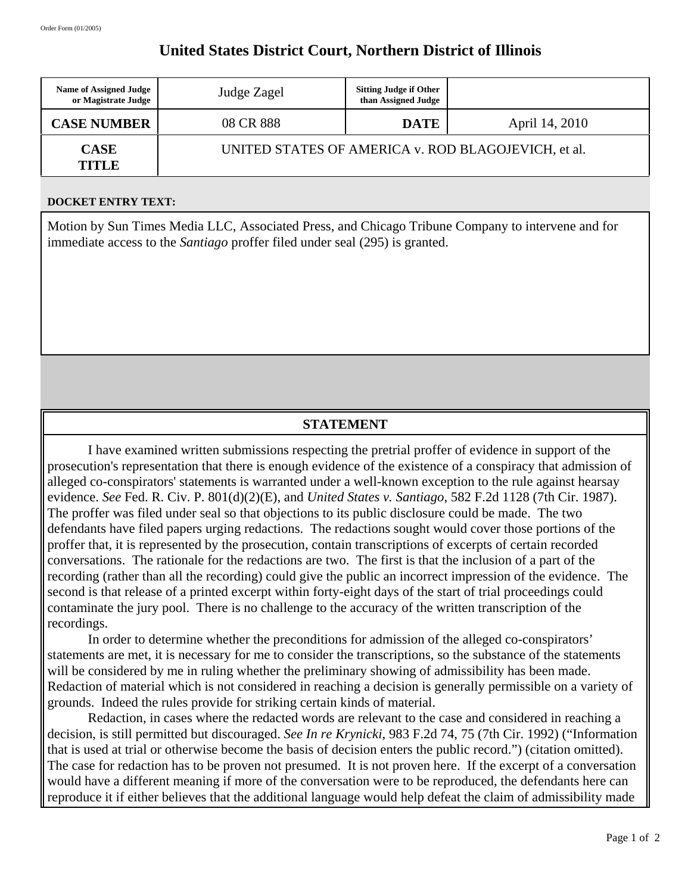Order Form (01/2005)

# United States District Court, Northern District of Illinois

| Name of Assigned Judge or Magistrate Judge | Judge Zagel | Sitting Judge if Other than Assigned Judge | |
|---|---|---|---|
| **CASE NUMBER** | 08 CR 888 | **DATE** | April 14, 2010 |
| **CASE TITLE** | UNITED STATES OF AMERICA v. ROD BLAGOJEVICH, et al. | | |

**DOCKET ENTRY TEXT:**

Motion by Sun Times Media LLC, Associated Press, and Chicago Tribune Company to intervene and for immediate access to the *Santiago* proffer filed under seal (295) is granted.

## STATEMENT

I have examined written submissions respecting the pretrial proffer of evidence in support of the prosecution's representation that there is enough evidence of the existence of a conspiracy that admission of alleged co-conspirators' statements is warranted under a well-known exception to the rule against hearsay evidence. *See* Fed. R. Civ. P. 801(d)(2)(E), and *United States v. Santiago*, 582 F.2d 1128 (7th Cir. 1987). The proffer was filed under seal so that objections to its public disclosure could be made. The two defendants have filed papers urging redactions. The redactions sought would cover those portions of the proffer that, it is represented by the prosecution, contain transcriptions of excerpts of certain recorded conversations. The rationale for the redactions are two. The first is that the inclusion of a part of the recording (rather than all the recording) could give the public an incorrect impression of the evidence. The second is that release of a printed excerpt within forty-eight days of the start of trial proceedings could contaminate the jury pool. There is no challenge to the accuracy of the written transcription of the recordings.

In order to determine whether the preconditions for admission of the alleged co-conspirators' statements are met, it is necessary for me to consider the transcriptions, so the substance of the statements will be considered by me in ruling whether the preliminary showing of admissibility has been made. Redaction of material which is not considered in reaching a decision is generally permissible on a variety of grounds. Indeed the rules provide for striking certain kinds of material.

Redaction, in cases where the redacted words are relevant to the case and considered in reaching a decision, is still permitted but discouraged. *See In re Krynicki*, 983 F.2d 74, 75 (7th Cir. 1992) ("Information that is used at trial or otherwise become the basis of decision enters the public record.") (citation omitted). The case for redaction has to be proven not presumed. It is not proven here. If the excerpt of a conversation would have a different meaning if more of the conversation were to be reproduced, the defendants here can reproduce it if either believes that the additional language would help defeat the claim of admissibility made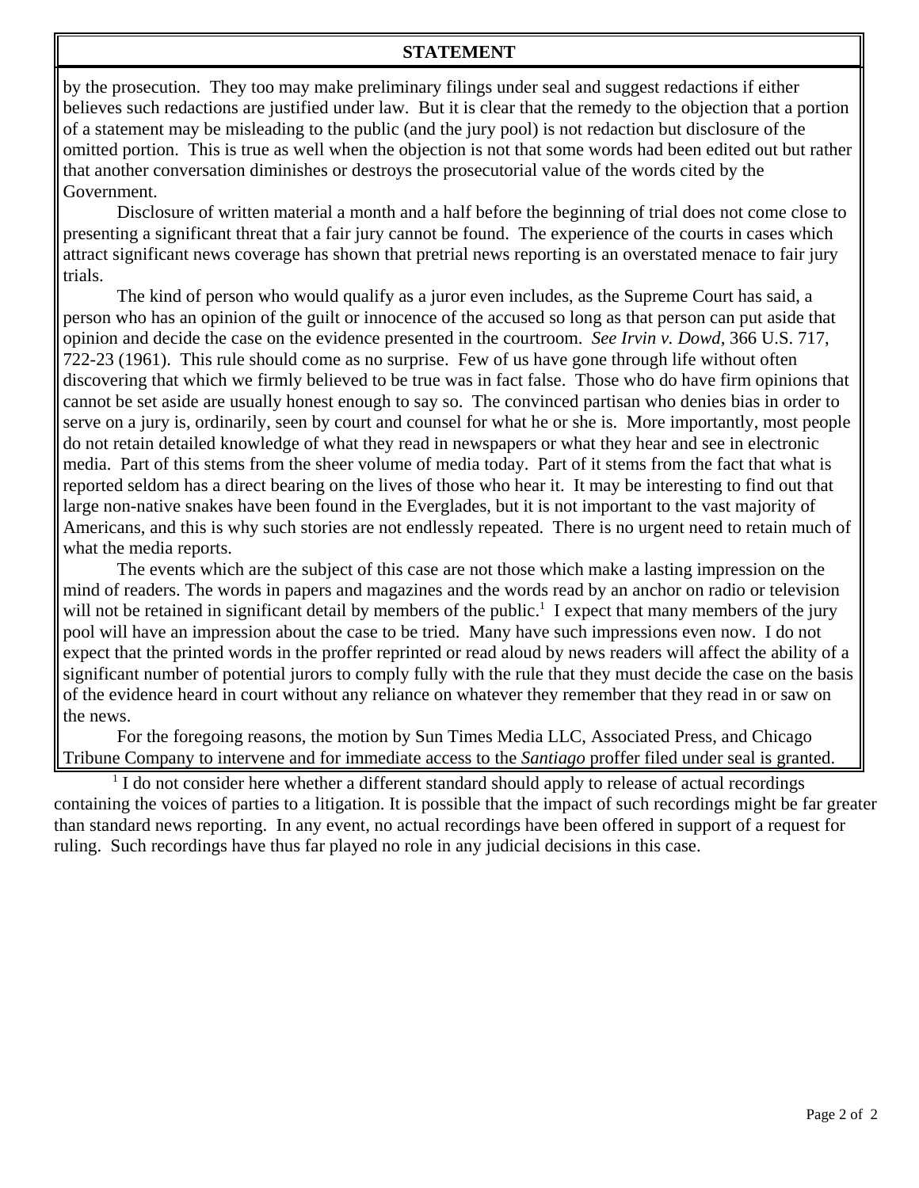**STATEMENT**

by the prosecution. They too may make preliminary filings under seal and suggest redactions if either believes such redactions are justified under law. But it is clear that the remedy to the objection that a portion of a statement may be misleading to the public (and the jury pool) is not redaction but disclosure of the omitted portion. This is true as well when the objection is not that some words had been edited out but rather that another conversation diminishes or destroys the prosecutorial value of the words cited by the Government.

Disclosure of written material a month and a half before the beginning of trial does not come close to presenting a significant threat that a fair jury cannot be found. The experience of the courts in cases which attract significant news coverage has shown that pretrial news reporting is an overstated menace to fair jury trials.

The kind of person who would qualify as a juror even includes, as the Supreme Court has said, a person who has an opinion of the guilt or innocence of the accused so long as that person can put aside that opinion and decide the case on the evidence presented in the courtroom. *See Irvin v. Dowd*, 366 U.S. 717, 722-23 (1961). This rule should come as no surprise. Few of us have gone through life without often discovering that which we firmly believed to be true was in fact false. Those who do have firm opinions that cannot be set aside are usually honest enough to say so. The convinced partisan who denies bias in order to serve on a jury is, ordinarily, seen by court and counsel for what he or she is. More importantly, most people do not retain detailed knowledge of what they read in newspapers or what they hear and see in electronic media. Part of this stems from the sheer volume of media today. Part of it stems from the fact that what is reported seldom has a direct bearing on the lives of those who hear it. It may be interesting to find out that large non-native snakes have been found in the Everglades, but it is not important to the vast majority of Americans, and this is why such stories are not endlessly repeated. There is no urgent need to retain much of what the media reports.

The events which are the subject of this case are not those which make a lasting impression on the mind of readers. The words in papers and magazines and the words read by an anchor on radio or television will not be retained in significant detail by members of the public.[1] I expect that many members of the jury pool will have an impression about the case to be tried. Many have such impressions even now. I do not expect that the printed words in the proffer reprinted or read aloud by news readers will affect the ability of a significant number of potential jurors to comply fully with the rule that they must decide the case on the basis of the evidence heard in court without any reliance on whatever they remember that they read in or saw on the news.

For the foregoing reasons, the motion by Sun Times Media LLC, Associated Press, and Chicago Tribune Company to intervene and for immediate access to the *Santiago* proffer filed under seal is granted.

[1] I do not consider here whether a different standard should apply to release of actual recordings containing the voices of parties to a litigation. It is possible that the impact of such recordings might be far greater than standard news reporting. In any event, no actual recordings have been offered in support of a request for ruling. Such recordings have thus far played no role in any judicial decisions in this case.